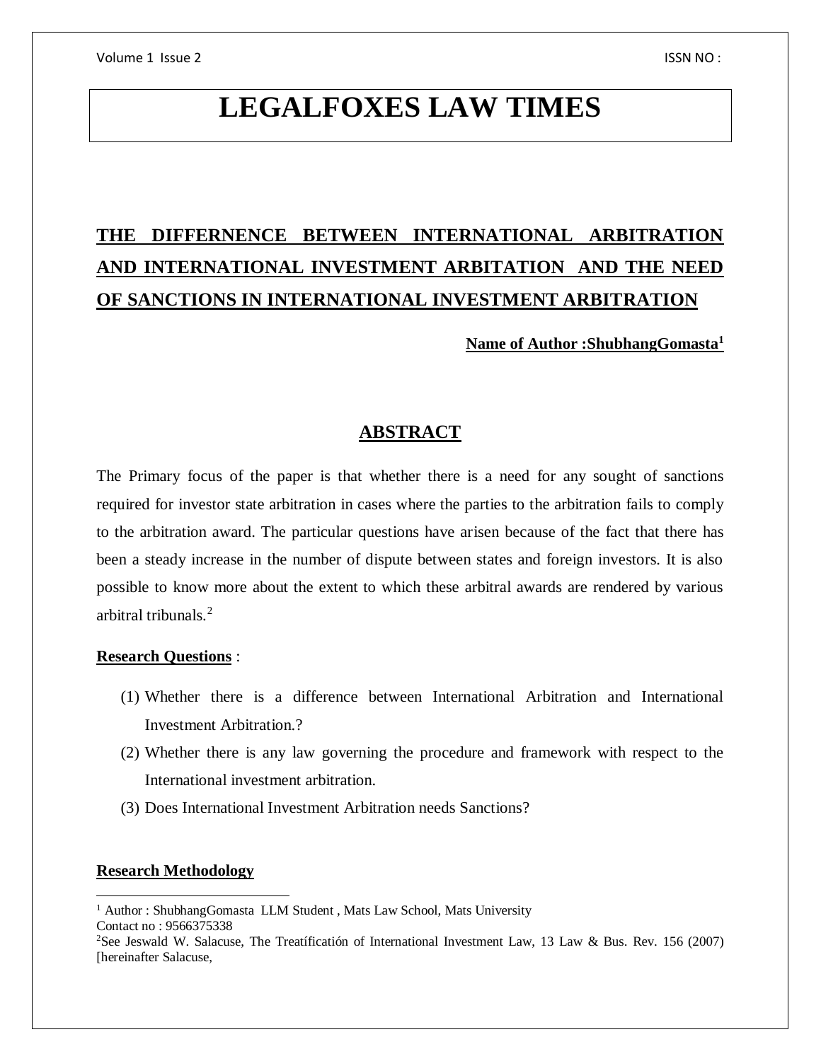# LEGALFOXES LAW TIMES

## THE DIFFERNENCE BETWEEN INTERNATIONAL ARBITRATION AND INTERNATIONAL INVESTMENT ARBITATION AND THE NEED OF SANCTIONS IN INTERNATIONAL INVESTMENT ARBITRATION

**Name of Author :ShubhangGomasta[1]**

## ABSTRACT

The Primary focus of the paper is that whether there is a need for any sought of sanctions required for investor state arbitration in cases where the parties to the arbitration fails to comply to the arbitration award. The particular questions have arisen because of the fact that there has been a steady increase in the number of dispute between states and foreign investors. It is also possible to know more about the extent to which these arbitral awards are rendered by various arbitral tribunals.[2]

**Research Questions** :

(1) Whether there is a difference between International Arbitration and International Investment Arbitration.?

(2) Whether there is any law governing the procedure and framework with respect to the International investment arbitration.

(3) Does International Investment Arbitration needs Sanctions?

**Research Methodology**

---

[1] Author : ShubhangGomasta LLM Student , Mats Law School, Mats University
Contact no : 9566375338

[2] See Jeswald W. Salacuse, The Treatíficatión of International Investment Law, 13 Law & Bus. Rev. 156 (2007) [hereinafter Salacuse,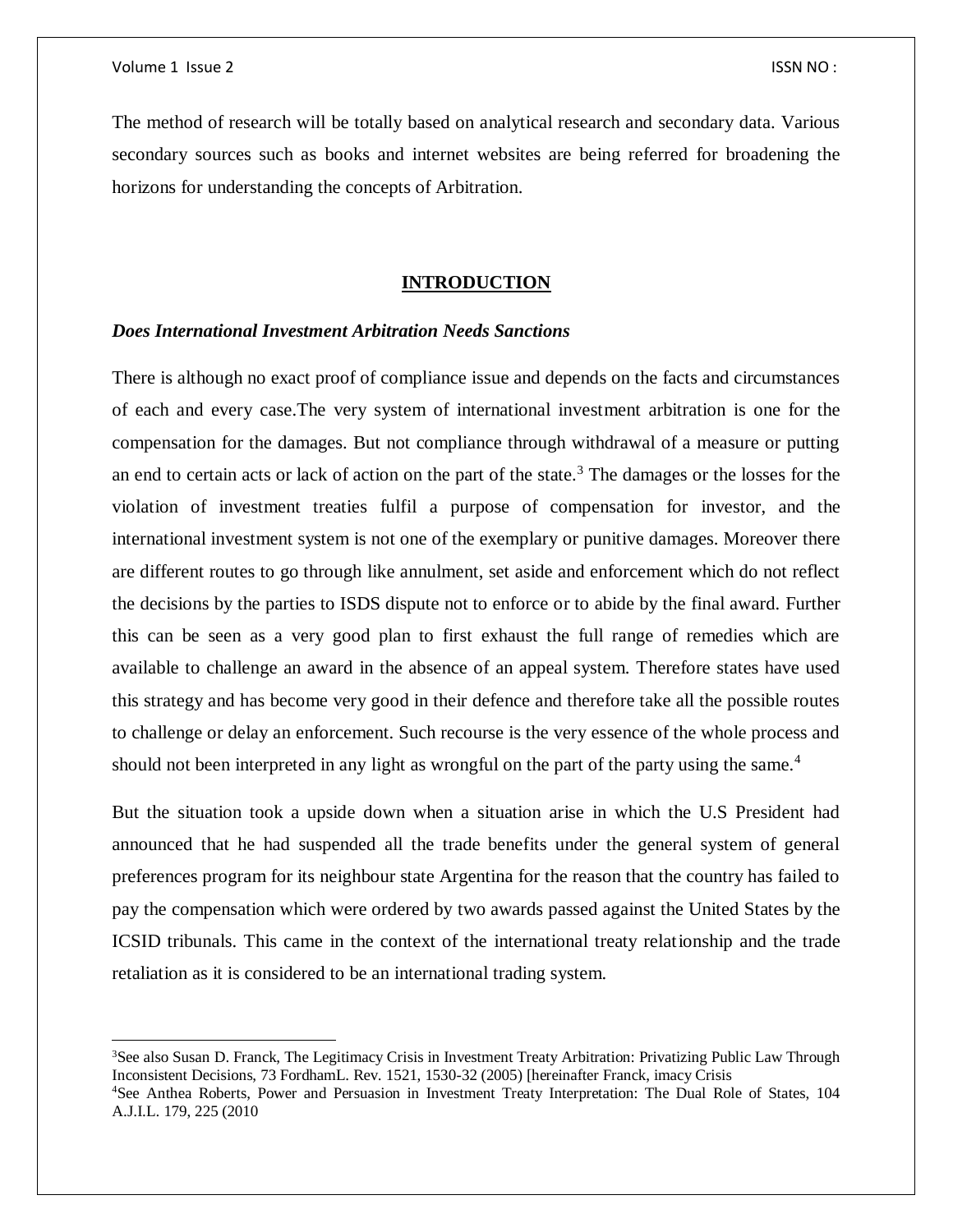The method of research will be totally based on analytical research and secondary data. Various secondary sources such as books and internet websites are being referred for broadening the horizons for understanding the concepts of Arbitration.

## INTRODUCTION

***Does International Investment Arbitration Needs Sanctions***

There is although no exact proof of compliance issue and depends on the facts and circumstances of each and every case.The very system of international investment arbitration is one for the compensation for the damages. But not compliance through withdrawal of a measure or putting an end to certain acts or lack of action on the part of the state.[3] The damages or the losses for the violation of investment treaties fulfil a purpose of compensation for investor, and the international investment system is not one of the exemplary or punitive damages. Moreover there are different routes to go through like annulment, set aside and enforcement which do not reflect the decisions by the parties to ISDS dispute not to enforce or to abide by the final award. Further this can be seen as a very good plan to first exhaust the full range of remedies which are available to challenge an award in the absence of an appeal system. Therefore states have used this strategy and has become very good in their defence and therefore take all the possible routes to challenge or delay an enforcement. Such recourse is the very essence of the whole process and should not been interpreted in any light as wrongful on the part of the party using the same.[4]

But the situation took a upside down when a situation arise in which the U.S President had announced that he had suspended all the trade benefits under the general system of general preferences program for its neighbour state Argentina for the reason that the country has failed to pay the compensation which were ordered by two awards passed against the United States by the ICSID tribunals. This came in the context of the international treaty relationship and the trade retaliation as it is considered to be an international trading system.

---

[3]See also Susan D. Franck, The Legitimacy Crisis in Investment Treaty Arbitration: Privatizing Public Law Through Inconsistent Decisions, 73 FordhamL. Rev. 1521, 1530-32 (2005) [hereinafter Franck, imacy Crisis

[4]See Anthea Roberts, Power and Persuasion in Investment Treaty Interpretation: The Dual Role of States, 104 A.J.I.L. 179, 225 (2010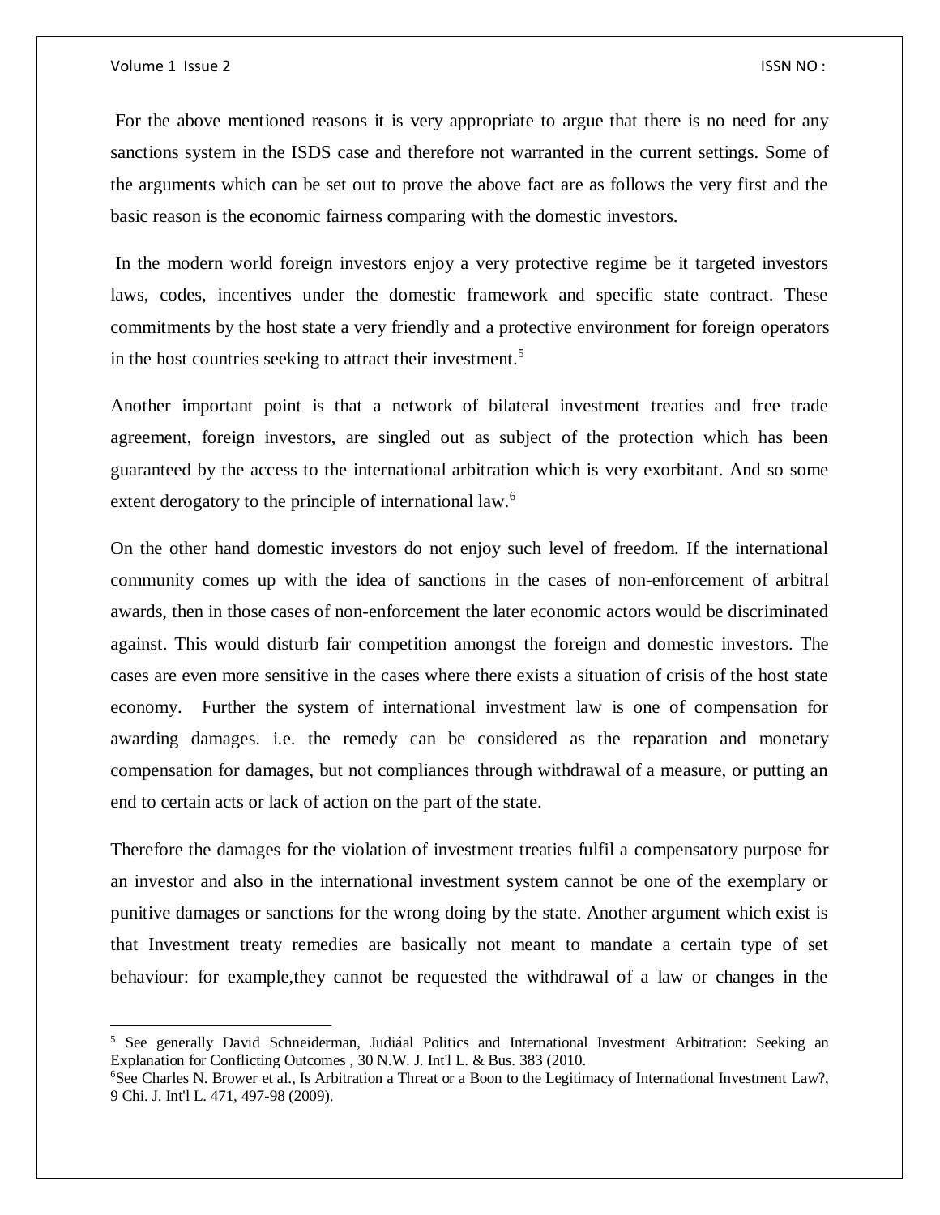For the above mentioned reasons it is very appropriate to argue that there is no need for any sanctions system in the ISDS case and therefore not warranted in the current settings. Some of the arguments which can be set out to prove the above fact are as follows the very first and the basic reason is the economic fairness comparing with the domestic investors.

In the modern world foreign investors enjoy a very protective regime be it targeted investors laws, codes, incentives under the domestic framework and specific state contract. These commitments by the host state a very friendly and a protective environment for foreign operators in the host countries seeking to attract their investment.[5]

Another important point is that a network of bilateral investment treaties and free trade agreement, foreign investors, are singled out as subject of the protection which has been guaranteed by the access to the international arbitration which is very exorbitant. And so some extent derogatory to the principle of international law.[6]

On the other hand domestic investors do not enjoy such level of freedom. If the international community comes up with the idea of sanctions in the cases of non-enforcement of arbitral awards, then in those cases of non-enforcement the later economic actors would be discriminated against. This would disturb fair competition amongst the foreign and domestic investors. The cases are even more sensitive in the cases where there exists a situation of crisis of the host state economy. Further the system of international investment law is one of compensation for awarding damages. i.e. the remedy can be considered as the reparation and monetary compensation for damages, but not compliances through withdrawal of a measure, or putting an end to certain acts or lack of action on the part of the state.

Therefore the damages for the violation of investment treaties fulfil a compensatory purpose for an investor and also in the international investment system cannot be one of the exemplary or punitive damages or sanctions for the wrong doing by the state. Another argument which exist is that Investment treaty remedies are basically not meant to mandate a certain type of set behaviour: for example,they cannot be requested the withdrawal of a law or changes in the

---

[5] See generally David Schneiderman, Judiáal Politics and International Investment Arbitration: Seeking an Explanation for Conflicting Outcomes , 30 N.W. J. Int'l L. & Bus. 383 (2010.

[6] See Charles N. Brower et al., Is Arbitration a Threat or a Boon to the Legitimacy of International Investment Law?, 9 Chi. J. Int'l L. 471, 497-98 (2009).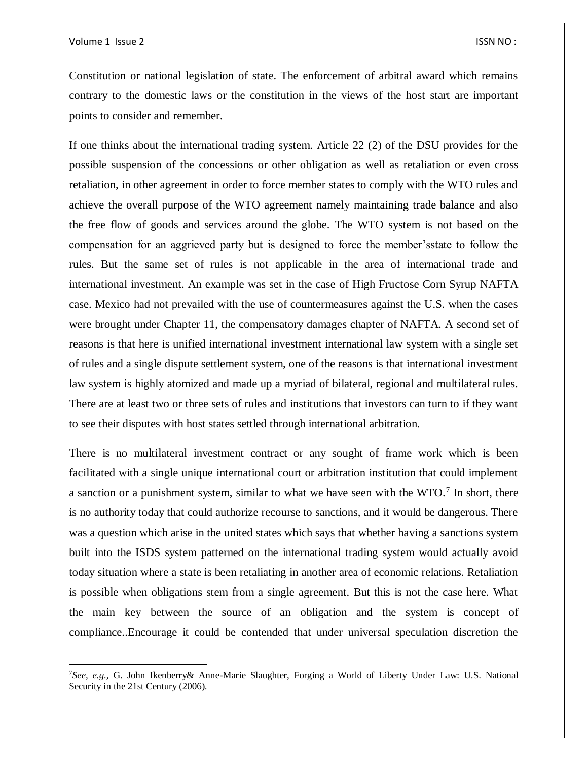Constitution or national legislation of state. The enforcement of arbitral award which remains contrary to the domestic laws or the constitution in the views of the host start are important points to consider and remember.

If one thinks about the international trading system. Article 22 (2) of the DSU provides for the possible suspension of the concessions or other obligation as well as retaliation or even cross retaliation, in other agreement in order to force member states to comply with the WTO rules and achieve the overall purpose of the WTO agreement namely maintaining trade balance and also the free flow of goods and services around the globe. The WTO system is not based on the compensation for an aggrieved party but is designed to force the member'sstate to follow the rules. But the same set of rules is not applicable in the area of international trade and international investment. An example was set in the case of High Fructose Corn Syrup NAFTA case. Mexico had not prevailed with the use of countermeasures against the U.S. when the cases were brought under Chapter 11, the compensatory damages chapter of NAFTA. A second set of reasons is that here is unified international investment international law system with a single set of rules and a single dispute settlement system, one of the reasons is that international investment law system is highly atomized and made up a myriad of bilateral, regional and multilateral rules. There are at least two or three sets of rules and institutions that investors can turn to if they want to see their disputes with host states settled through international arbitration.

There is no multilateral investment contract or any sought of frame work which is been facilitated with a single unique international court or arbitration institution that could implement a sanction or a punishment system, similar to what we have seen with the WTO.[7] In short, there is no authority today that could authorize recourse to sanctions, and it would be dangerous. There was a question which arise in the united states which says that whether having a sanctions system built into the ISDS system patterned on the international trading system would actually avoid today situation where a state is been retaliating in another area of economic relations. Retaliation is possible when obligations stem from a single agreement. But this is not the case here. What the main key between the source of an obligation and the system is concept of compliance..Encourage it could be contended that under universal speculation discretion the

---

[7] *See, e.g.,* G. John Ikenberry& Anne-Marie Slaughter, Forging a World of Liberty Under Law: U.S. National Security in the 21st Century (2006).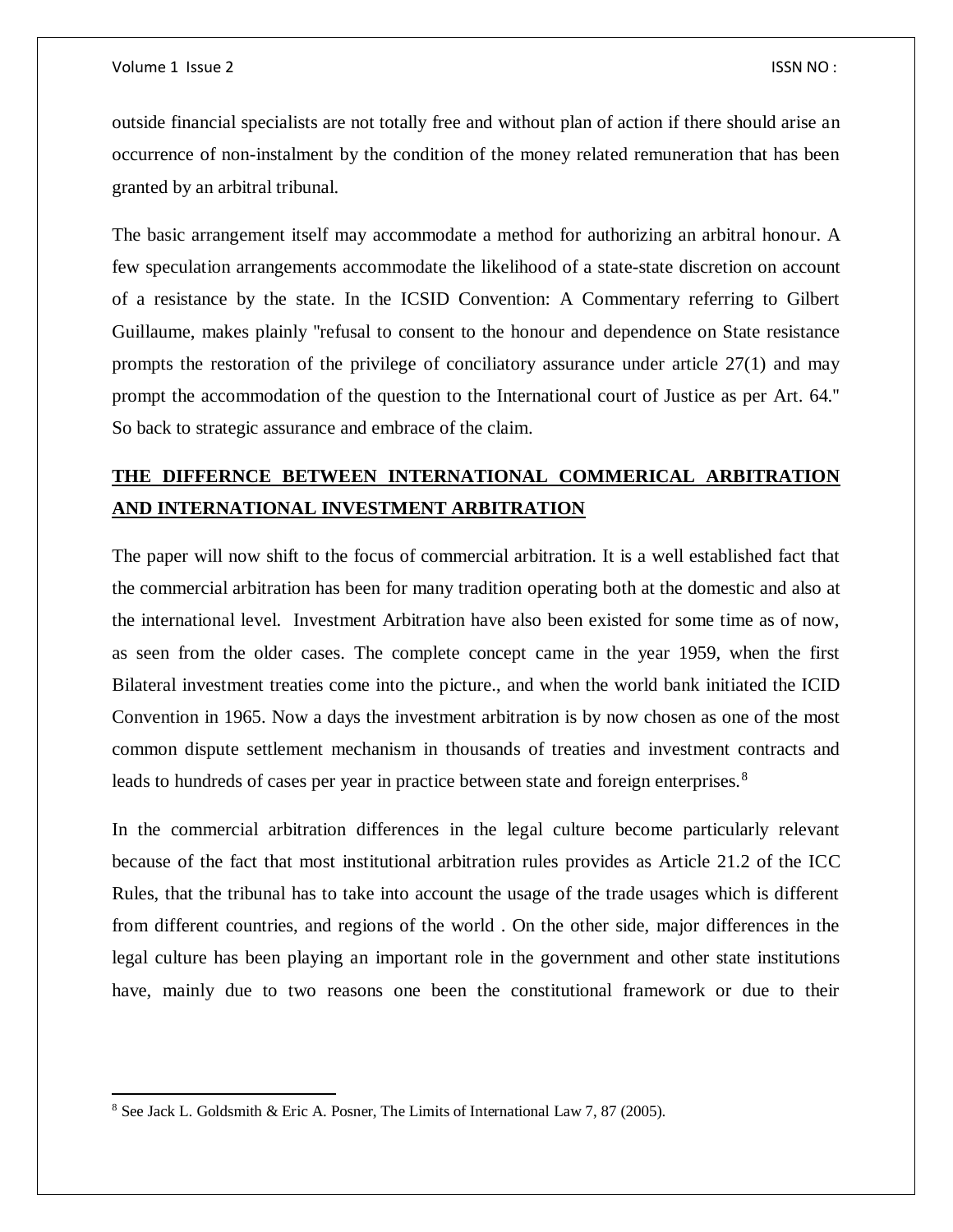outside financial specialists are not totally free and without plan of action if there should arise an occurrence of non-instalment by the condition of the money related remuneration that has been granted by an arbitral tribunal.

The basic arrangement itself may accommodate a method for authorizing an arbitral honour. A few speculation arrangements accommodate the likelihood of a state-state discretion on account of a resistance by the state. In the ICSID Convention: A Commentary referring to Gilbert Guillaume, makes plainly "refusal to consent to the honour and dependence on State resistance prompts the restoration of the privilege of conciliatory assurance under article 27(1) and may prompt the accommodation of the question to the International court of Justice as per Art. 64." So back to strategic assurance and embrace of the claim.

## THE DIFFERNCE BETWEEN INTERNATIONAL COMMERICAL ARBITRATION AND INTERNATIONAL INVESTMENT ARBITRATION

The paper will now shift to the focus of commercial arbitration. It is a well established fact that the commercial arbitration has been for many tradition operating both at the domestic and also at the international level. Investment Arbitration have also been existed for some time as of now, as seen from the older cases. The complete concept came in the year 1959, when the first Bilateral investment treaties come into the picture., and when the world bank initiated the ICID Convention in 1965. Now a days the investment arbitration is by now chosen as one of the most common dispute settlement mechanism in thousands of treaties and investment contracts and leads to hundreds of cases per year in practice between state and foreign enterprises.[8]

In the commercial arbitration differences in the legal culture become particularly relevant because of the fact that most institutional arbitration rules provides as Article 21.2 of the ICC Rules, that the tribunal has to take into account the usage of the trade usages which is different from different countries, and regions of the world . On the other side, major differences in the legal culture has been playing an important role in the government and other state institutions have, mainly due to two reasons one been the constitutional framework or due to their

---

[8] See Jack L. Goldsmith & Eric A. Posner, The Limits of International Law 7, 87 (2005).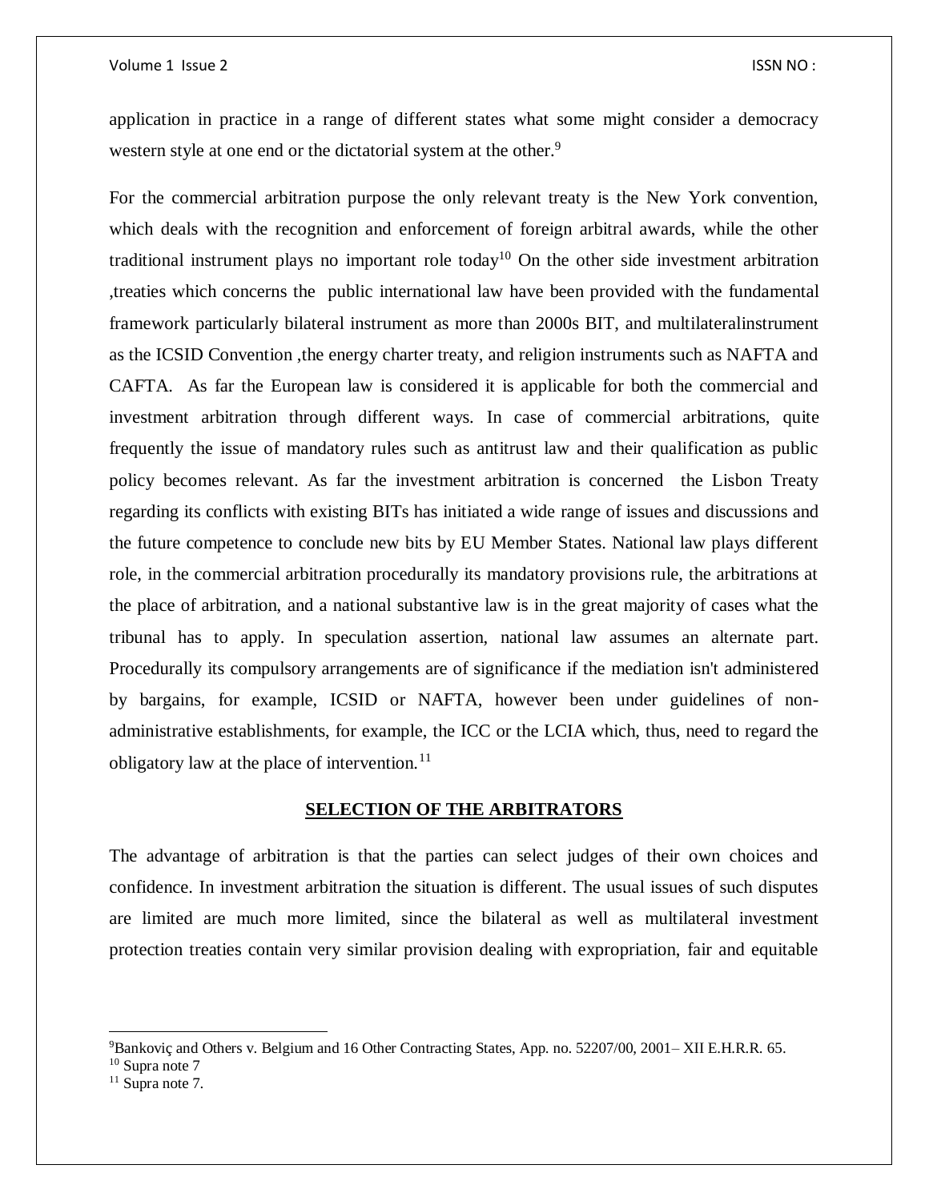application in practice in a range of different states what some might consider a democracy western style at one end or the dictatorial system at the other.[9]

For the commercial arbitration purpose the only relevant treaty is the New York convention, which deals with the recognition and enforcement of foreign arbitral awards, while the other traditional instrument plays no important role today[10] On the other side investment arbitration ,treaties which concerns the public international law have been provided with the fundamental framework particularly bilateral instrument as more than 2000s BIT, and multilateralinstrument as the ICSID Convention ,the energy charter treaty, and religion instruments such as NAFTA and CAFTA. As far the European law is considered it is applicable for both the commercial and investment arbitration through different ways. In case of commercial arbitrations, quite frequently the issue of mandatory rules such as antitrust law and their qualification as public policy becomes relevant. As far the investment arbitration is concerned the Lisbon Treaty regarding its conflicts with existing BITs has initiated a wide range of issues and discussions and the future competence to conclude new bits by EU Member States. National law plays different role, in the commercial arbitration procedurally its mandatory provisions rule, the arbitrations at the place of arbitration, and a national substantive law is in the great majority of cases what the tribunal has to apply. In speculation assertion, national law assumes an alternate part. Procedurally its compulsory arrangements are of significance if the mediation isn't administered by bargains, for example, ICSID or NAFTA, however been under guidelines of non-administrative establishments, for example, the ICC or the LCIA which, thus, need to regard the obligatory law at the place of intervention.[11]

## SELECTION OF THE ARBITRATORS

The advantage of arbitration is that the parties can select judges of their own choices and confidence. In investment arbitration the situation is different. The usual issues of such disputes are limited are much more limited, since the bilateral as well as multilateral investment protection treaties contain very similar provision dealing with expropriation, fair and equitable

---

[9] Bankoviç and Others v. Belgium and 16 Other Contracting States, App. no. 52207/00, 2001– XII E.H.R.R. 65.

[10] Supra note 7

[11] Supra note 7.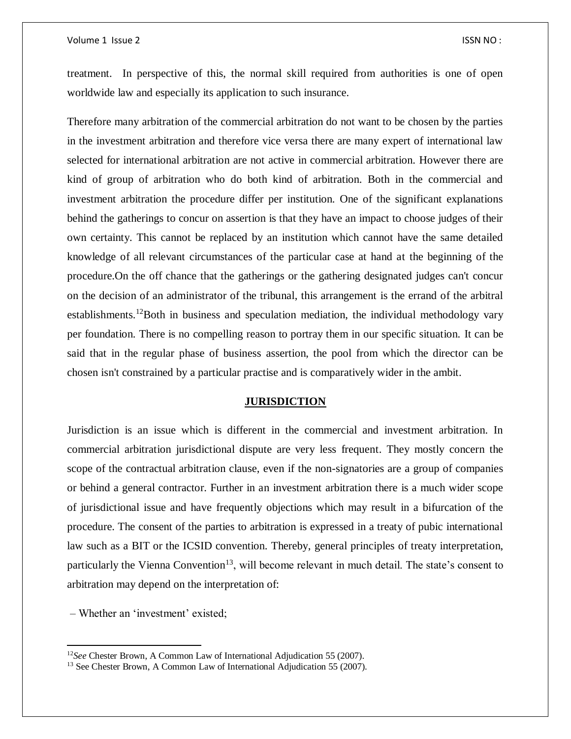treatment. In perspective of this, the normal skill required from authorities is one of open worldwide law and especially its application to such insurance.

Therefore many arbitration of the commercial arbitration do not want to be chosen by the parties in the investment arbitration and therefore vice versa there are many expert of international law selected for international arbitration are not active in commercial arbitration. However there are kind of group of arbitration who do both kind of arbitration. Both in the commercial and investment arbitration the procedure differ per institution. One of the significant explanations behind the gatherings to concur on assertion is that they have an impact to choose judges of their own certainty. This cannot be replaced by an institution which cannot have the same detailed knowledge of all relevant circumstances of the particular case at hand at the beginning of the procedure.On the off chance that the gatherings or the gathering designated judges can't concur on the decision of an administrator of the tribunal, this arrangement is the errand of the arbitral establishments.[12]Both in business and speculation mediation, the individual methodology vary per foundation. There is no compelling reason to portray them in our specific situation. It can be said that in the regular phase of business assertion, the pool from which the director can be chosen isn't constrained by a particular practise and is comparatively wider in the ambit.

## JURISDICTION

Jurisdiction is an issue which is different in the commercial and investment arbitration. In commercial arbitration jurisdictional dispute are very less frequent. They mostly concern the scope of the contractual arbitration clause, even if the non-signatories are a group of companies or behind a general contractor. Further in an investment arbitration there is a much wider scope of jurisdictional issue and have frequently objections which may result in a bifurcation of the procedure. The consent of the parties to arbitration is expressed in a treaty of pubic international law such as a BIT or the ICSID convention. Thereby, general principles of treaty interpretation, particularly the Vienna Convention[13], will become relevant in much detail. The state's consent to arbitration may depend on the interpretation of:

– Whether an 'investment' existed;

---

[12] *See* Chester Brown, A Common Law of International Adjudication 55 (2007).

[13] See Chester Brown, A Common Law of International Adjudication 55 (2007).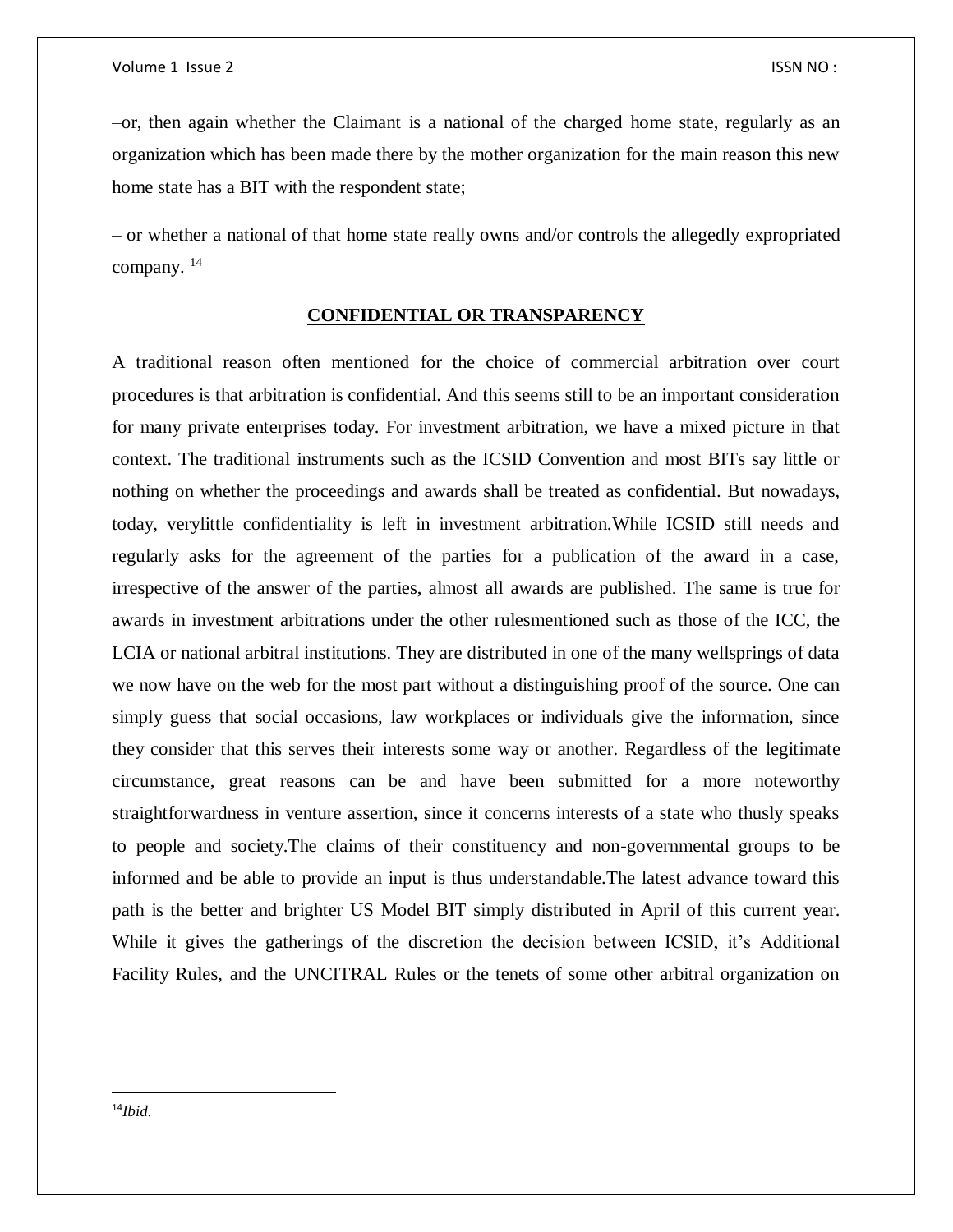–or, then again whether the Claimant is a national of the charged home state, regularly as an organization which has been made there by the mother organization for the main reason this new home state has a BIT with the respondent state;

– or whether a national of that home state really owns and/or controls the allegedly expropriated company. [14]

## CONFIDENTIAL OR TRANSPARENCY

A traditional reason often mentioned for the choice of commercial arbitration over court procedures is that arbitration is confidential. And this seems still to be an important consideration for many private enterprises today. For investment arbitration, we have a mixed picture in that context. The traditional instruments such as the ICSID Convention and most BITs say little or nothing on whether the proceedings and awards shall be treated as confidential. But nowadays, today, verylittle confidentiality is left in investment arbitration.While ICSID still needs and regularly asks for the agreement of the parties for a publication of the award in a case, irrespective of the answer of the parties, almost all awards are published. The same is true for awards in investment arbitrations under the other rulesmentioned such as those of the ICC, the LCIA or national arbitral institutions. They are distributed in one of the many wellsprings of data we now have on the web for the most part without a distinguishing proof of the source. One can simply guess that social occasions, law workplaces or individuals give the information, since they consider that this serves their interests some way or another. Regardless of the legitimate circumstance, great reasons can be and have been submitted for a more noteworthy straightforwardness in venture assertion, since it concerns interests of a state who thusly speaks to people and society.The claims of their constituency and non-governmental groups to be informed and be able to provide an input is thus understandable.The latest advance toward this path is the better and brighter US Model BIT simply distributed in April of this current year. While it gives the gatherings of the discretion the decision between ICSID, it's Additional Facility Rules, and the UNCITRAL Rules or the tenets of some other arbitral organization on

---

[14] *Ibid.*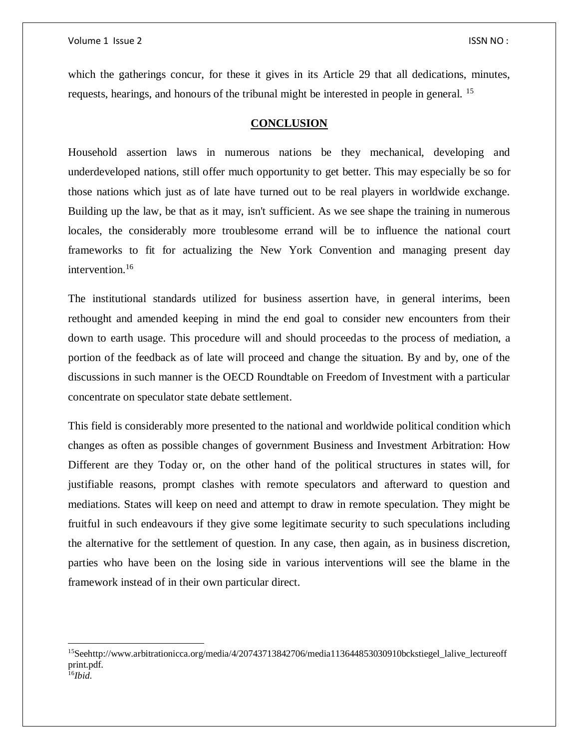which the gatherings concur, for these it gives in its Article 29 that all dedications, minutes, requests, hearings, and honours of the tribunal might be interested in people in general. [15]

## CONCLUSION

Household assertion laws in numerous nations be they mechanical, developing and underdeveloped nations, still offer much opportunity to get better. This may especially be so for those nations which just as of late have turned out to be real players in worldwide exchange. Building up the law, be that as it may, isn't sufficient. As we see shape the training in numerous locales, the considerably more troublesome errand will be to influence the national court frameworks to fit for actualizing the New York Convention and managing present day intervention.[16]

The institutional standards utilized for business assertion have, in general interims, been rethought and amended keeping in mind the end goal to consider new encounters from their down to earth usage. This procedure will and should proceedas to the process of mediation, a portion of the feedback as of late will proceed and change the situation. By and by, one of the discussions in such manner is the OECD Roundtable on Freedom of Investment with a particular concentrate on speculator state debate settlement.

This field is considerably more presented to the national and worldwide political condition which changes as often as possible changes of government Business and Investment Arbitration: How Different are they Today or, on the other hand of the political structures in states will, for justifiable reasons, prompt clashes with remote speculators and afterward to question and mediations. States will keep on need and attempt to draw in remote speculation. They might be fruitful in such endeavours if they give some legitimate security to such speculations including the alternative for the settlement of question. In any case, then again, as in business discretion, parties who have been on the losing side in various interventions will see the blame in the framework instead of in their own particular direct.

---

[15]Seehttp://www.arbitrationicca.org/media/4/20743713842706/media113644853030910bckstiegel_lalive_lectureoffprint.pdf.
[16]*Ibid.*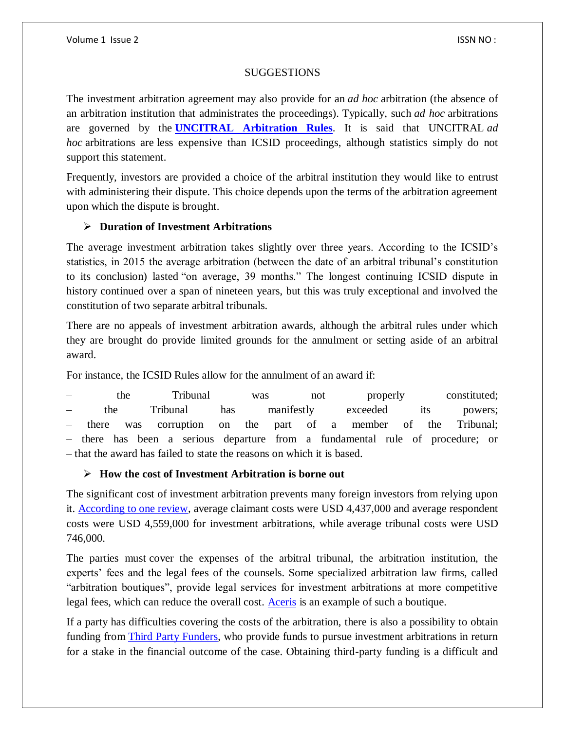SUGGESTIONS

The investment arbitration agreement may also provide for an *ad hoc* arbitration (the absence of an arbitration institution that administrates the proceedings). Typically, such *ad hoc* arbitrations are governed by the **[UNCITRAL Arbitration Rules](#)**. It is said that UNCITRAL *ad hoc* arbitrations are less expensive than ICSID proceedings, although statistics simply do not support this statement.

Frequently, investors are provided a choice of the arbitral institution they would like to entrust with administering their dispute. This choice depends upon the terms of the arbitration agreement upon which the dispute is brought.

- **Duration of Investment Arbitrations**

The average investment arbitration takes slightly over three years. According to the ICSID's statistics, in 2015 the average arbitration (between the date of an arbitral tribunal's constitution to its conclusion) lasted "on average, 39 months." The longest continuing ICSID dispute in history continued over a span of nineteen years, but this was truly exceptional and involved the constitution of two separate arbitral tribunals.

There are no appeals of investment arbitration awards, although the arbitral rules under which they are brought do provide limited grounds for the annulment or setting aside of an arbitral award.

For instance, the ICSID Rules allow for the annulment of an award if:

– the Tribunal was not properly constituted;
– the Tribunal has manifestly exceeded its powers;
– there was corruption on the part of a member of the Tribunal;
– there has been a serious departure from a fundamental rule of procedure; or
– that the award has failed to state the reasons on which it is based.

- **How the cost of Investment Arbitration is borne out**

The significant cost of investment arbitration prevents many foreign investors from relying upon it. [According to one review](#), average claimant costs were USD 4,437,000 and average respondent costs were USD 4,559,000 for investment arbitrations, while average tribunal costs were USD 746,000.

The parties must cover the expenses of the arbitral tribunal, the arbitration institution, the experts' fees and the legal fees of the counsels. Some specialized arbitration law firms, called "arbitration boutiques", provide legal services for investment arbitrations at more competitive legal fees, which can reduce the overall cost. [Aceris](#) is an example of such a boutique.

If a party has difficulties covering the costs of the arbitration, there is also a possibility to obtain funding from [Third Party Funders](#), who provide funds to pursue investment arbitrations in return for a stake in the financial outcome of the case. Obtaining third-party funding is a difficult and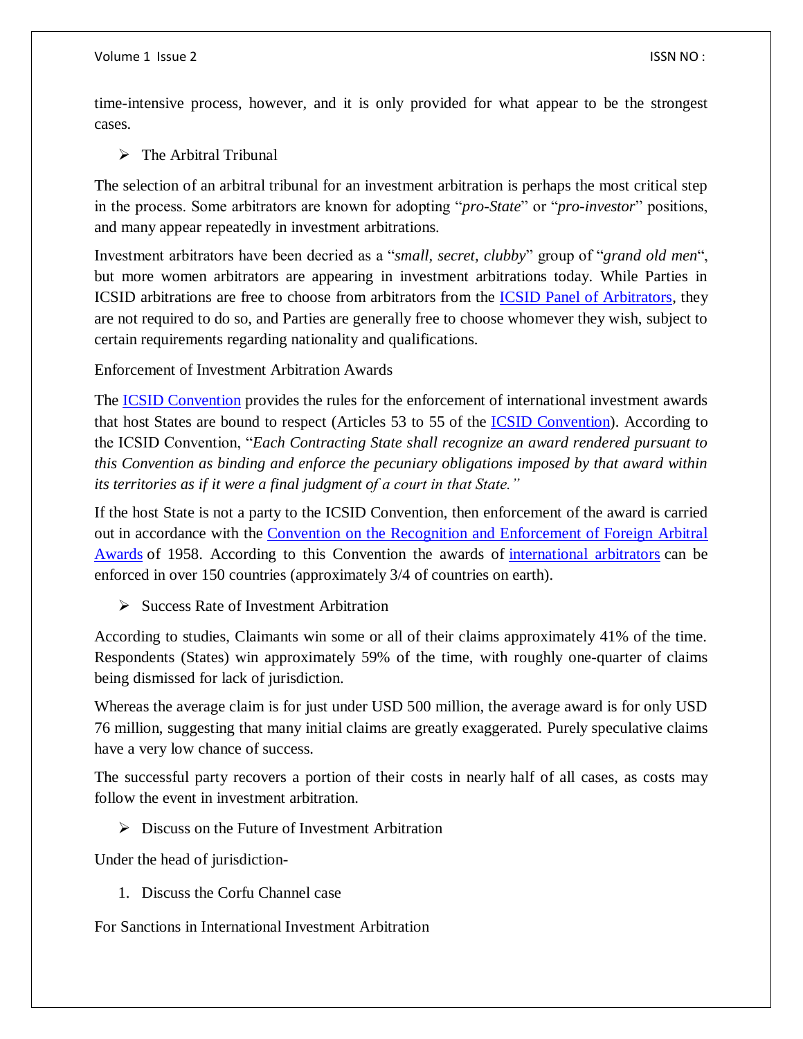time-intensive process, however, and it is only provided for what appear to be the strongest cases.

- The Arbitral Tribunal

The selection of an arbitral tribunal for an investment arbitration is perhaps the most critical step in the process. Some arbitrators are known for adopting "*pro-State*" or "*pro-investor*" positions, and many appear repeatedly in investment arbitrations.

Investment arbitrators have been decried as a "*small, secret, clubby*" group of "*grand old men*", but more women arbitrators are appearing in investment arbitrations today. While Parties in ICSID arbitrations are free to choose from arbitrators from the ICSID Panel of Arbitrators, they are not required to do so, and Parties are generally free to choose whomever they wish, subject to certain requirements regarding nationality and qualifications.

Enforcement of Investment Arbitration Awards

The ICSID Convention provides the rules for the enforcement of international investment awards that host States are bound to respect (Articles 53 to 55 of the ICSID Convention). According to the ICSID Convention, "*Each Contracting State shall recognize an award rendered pursuant to this Convention as binding and enforce the pecuniary obligations imposed by that award within its territories as if it were a final judgment of a court in that State.*"

If the host State is not a party to the ICSID Convention, then enforcement of the award is carried out in accordance with the Convention on the Recognition and Enforcement of Foreign Arbitral Awards of 1958. According to this Convention the awards of international arbitrators can be enforced in over 150 countries (approximately 3/4 of countries on earth).

- Success Rate of Investment Arbitration

According to studies, Claimants win some or all of their claims approximately 41% of the time. Respondents (States) win approximately 59% of the time, with roughly one-quarter of claims being dismissed for lack of jurisdiction.

Whereas the average claim is for just under USD 500 million, the average award is for only USD 76 million, suggesting that many initial claims are greatly exaggerated. Purely speculative claims have a very low chance of success.

The successful party recovers a portion of their costs in nearly half of all cases, as costs may follow the event in investment arbitration.

- Discuss on the Future of Investment Arbitration

Under the head of jurisdiction-

1. Discuss the Corfu Channel case

For Sanctions in International Investment Arbitration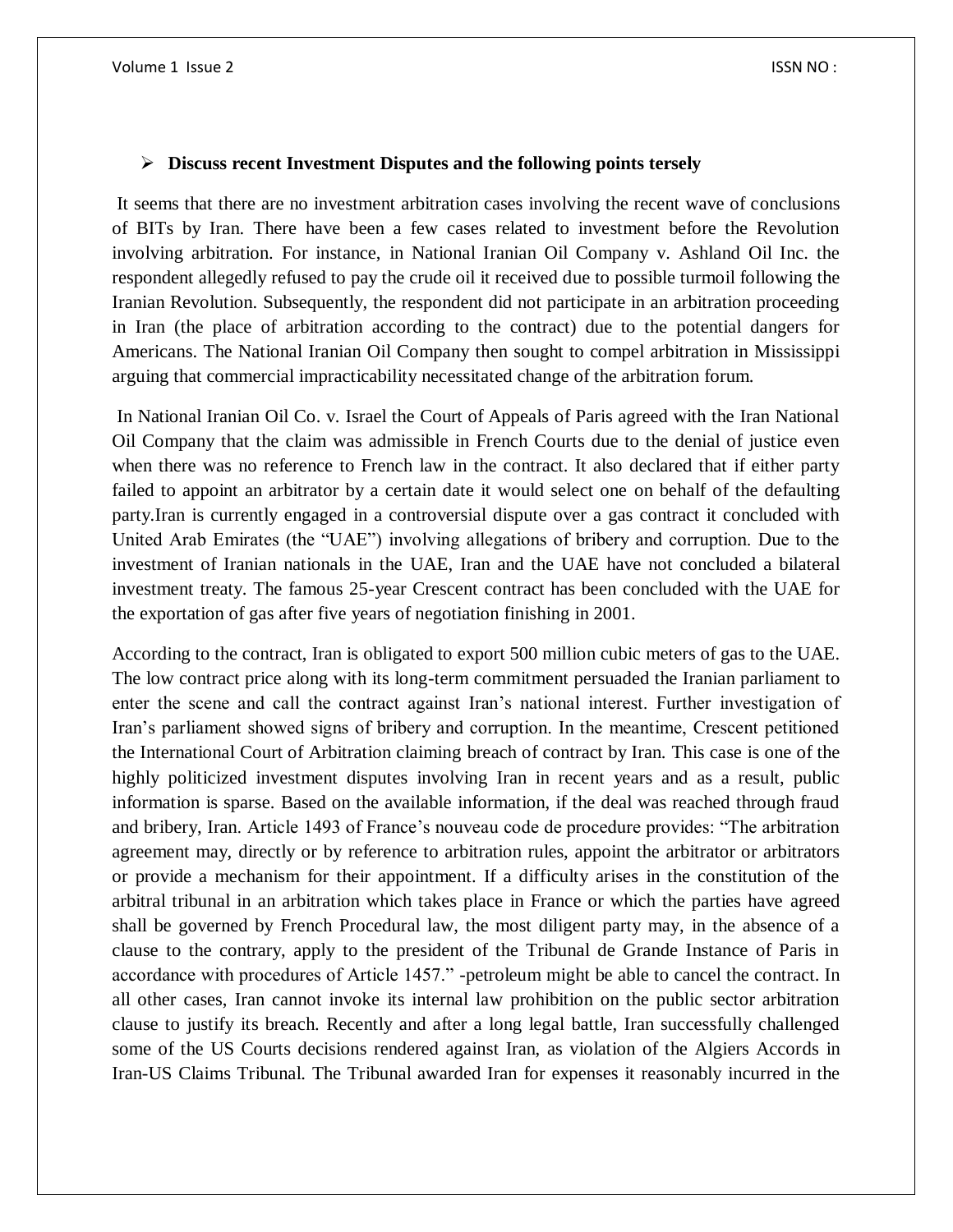- **Discuss recent Investment Disputes and the following points tersely**

It seems that there are no investment arbitration cases involving the recent wave of conclusions of BITs by Iran. There have been a few cases related to investment before the Revolution involving arbitration. For instance, in National Iranian Oil Company v. Ashland Oil Inc. the respondent allegedly refused to pay the crude oil it received due to possible turmoil following the Iranian Revolution. Subsequently, the respondent did not participate in an arbitration proceeding in Iran (the place of arbitration according to the contract) due to the potential dangers for Americans. The National Iranian Oil Company then sought to compel arbitration in Mississippi arguing that commercial impracticability necessitated change of the arbitration forum.

In National Iranian Oil Co. v. Israel the Court of Appeals of Paris agreed with the Iran National Oil Company that the claim was admissible in French Courts due to the denial of justice even when there was no reference to French law in the contract. It also declared that if either party failed to appoint an arbitrator by a certain date it would select one on behalf of the defaulting party.Iran is currently engaged in a controversial dispute over a gas contract it concluded with United Arab Emirates (the "UAE") involving allegations of bribery and corruption. Due to the investment of Iranian nationals in the UAE, Iran and the UAE have not concluded a bilateral investment treaty. The famous 25-year Crescent contract has been concluded with the UAE for the exportation of gas after five years of negotiation finishing in 2001.

According to the contract, Iran is obligated to export 500 million cubic meters of gas to the UAE. The low contract price along with its long-term commitment persuaded the Iranian parliament to enter the scene and call the contract against Iran's national interest. Further investigation of Iran's parliament showed signs of bribery and corruption. In the meantime, Crescent petitioned the International Court of Arbitration claiming breach of contract by Iran. This case is one of the highly politicized investment disputes involving Iran in recent years and as a result, public information is sparse. Based on the available information, if the deal was reached through fraud and bribery, Iran. Article 1493 of France's nouveau code de procedure provides: "The arbitration agreement may, directly or by reference to arbitration rules, appoint the arbitrator or arbitrators or provide a mechanism for their appointment. If a difficulty arises in the constitution of the arbitral tribunal in an arbitration which takes place in France or which the parties have agreed shall be governed by French Procedural law, the most diligent party may, in the absence of a clause to the contrary, apply to the president of the Tribunal de Grande Instance of Paris in accordance with procedures of Article 1457." -petroleum might be able to cancel the contract. In all other cases, Iran cannot invoke its internal law prohibition on the public sector arbitration clause to justify its breach. Recently and after a long legal battle, Iran successfully challenged some of the US Courts decisions rendered against Iran, as violation of the Algiers Accords in Iran-US Claims Tribunal. The Tribunal awarded Iran for expenses it reasonably incurred in the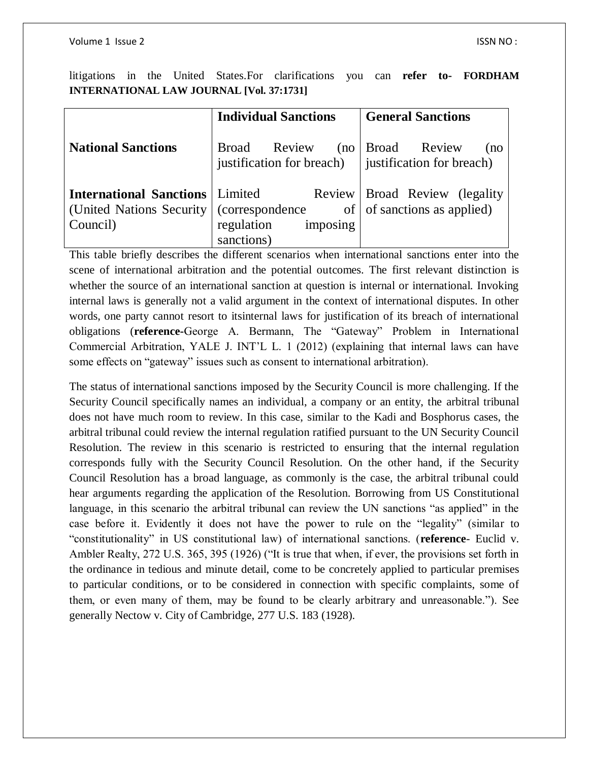litigations in the United States.For clarifications you can **refer to- FORDHAM INTERNATIONAL LAW JOURNAL [Vol. 37:1731]**

| | **Individual Sanctions** | **General Sanctions** |
|---|---|---|
| **National Sanctions** | Broad Review (no justification for breach) | Broad Review (no justification for breach) |
| **International Sanctions** (United Nations Security Council) | Limited Review (correspondence of regulation imposing sanctions) | Broad Review (legality of sanctions as applied) |

This table briefly describes the different scenarios when international sanctions enter into the scene of international arbitration and the potential outcomes. The first relevant distinction is whether the source of an international sanction at question is internal or international. Invoking internal laws is generally not a valid argument in the context of international disputes. In other words, one party cannot resort to itsinternal laws for justification of its breach of international obligations (**reference-**George A. Bermann, The "Gateway" Problem in International Commercial Arbitration, YALE J. INT'L L. 1 (2012) (explaining that internal laws can have some effects on "gateway" issues such as consent to international arbitration).

The status of international sanctions imposed by the Security Council is more challenging. If the Security Council specifically names an individual, a company or an entity, the arbitral tribunal does not have much room to review. In this case, similar to the Kadi and Bosphorus cases, the arbitral tribunal could review the internal regulation ratified pursuant to the UN Security Council Resolution. The review in this scenario is restricted to ensuring that the internal regulation corresponds fully with the Security Council Resolution. On the other hand, if the Security Council Resolution has a broad language, as commonly is the case, the arbitral tribunal could hear arguments regarding the application of the Resolution. Borrowing from US Constitutional language, in this scenario the arbitral tribunal can review the UN sanctions "as applied" in the case before it. Evidently it does not have the power to rule on the "legality" (similar to "constitutionality" in US constitutional law) of international sanctions. (**reference**- Euclid v. Ambler Realty, 272 U.S. 365, 395 (1926) ("It is true that when, if ever, the provisions set forth in the ordinance in tedious and minute detail, come to be concretely applied to particular premises to particular conditions, or to be considered in connection with specific complaints, some of them, or even many of them, may be found to be clearly arbitrary and unreasonable."). See generally Nectow v. City of Cambridge, 277 U.S. 183 (1928).